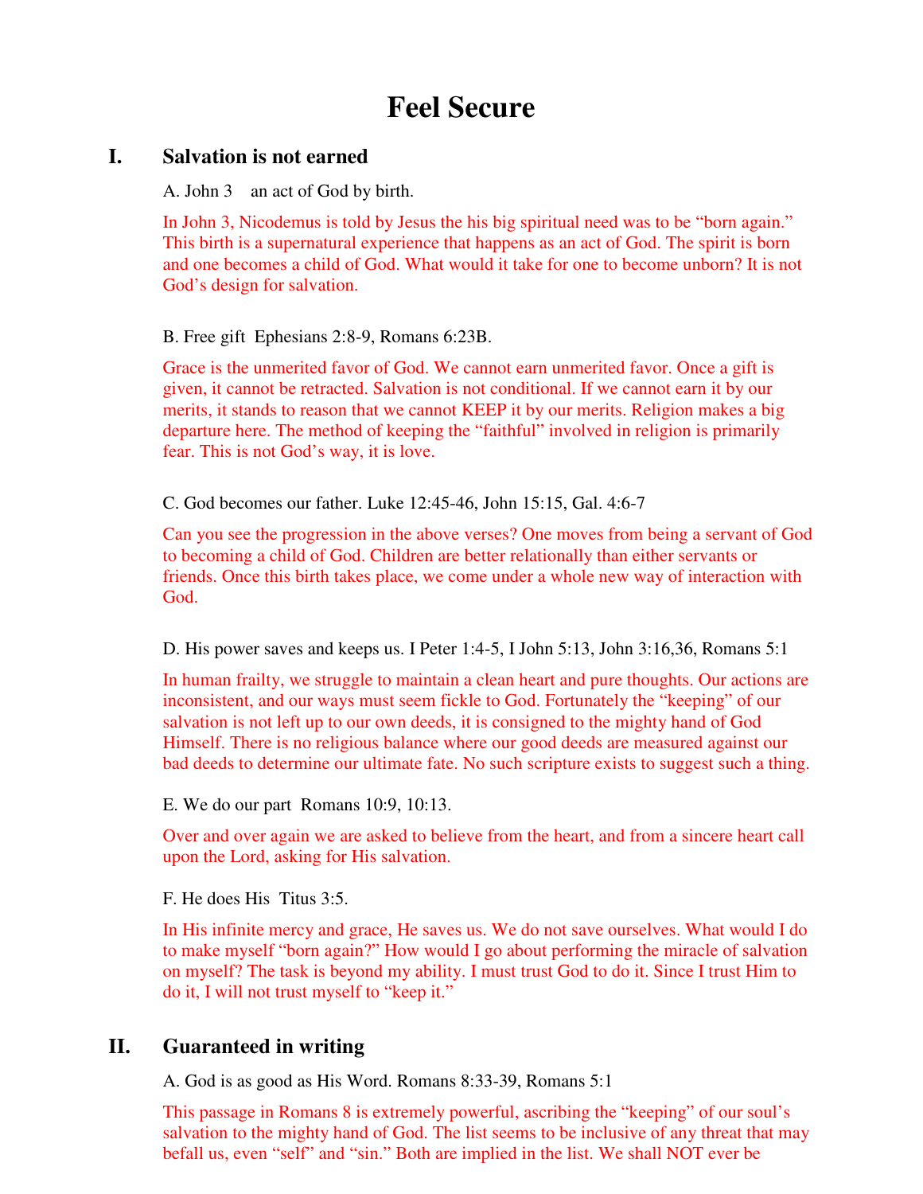# Feel Secure

## I. Salvation is not earned

A. John 3 an act of God by birth.

In John 3, Nicodemus is told by Jesus the his big spiritual need was to be "born again." This birth is a supernatural experience that happens as an act of God. The spirit is born and one becomes a child of God. What would it take for one to become unborn? It is not God's design for salvation.

B. Free gift Ephesians 2:8-9, Romans 6:23B.

Grace is the unmerited favor of God. We cannot earn unmerited favor. Once a gift is given, it cannot be retracted. Salvation is not conditional. If we cannot earn it by our merits, it stands to reason that we cannot KEEP it by our merits. Religion makes a big departure here. The method of keeping the "faithful" involved in religion is primarily fear. This is not God's way, it is love.

C. God becomes our father. Luke 12:45-46, John 15:15, Gal. 4:6-7

Can you see the progression in the above verses? One moves from being a servant of God to becoming a child of God. Children are better relationally than either servants or friends. Once this birth takes place, we come under a whole new way of interaction with God.

D. His power saves and keeps us. I Peter 1:4-5, I John 5:13, John 3:16,36, Romans 5:1

In human frailty, we struggle to maintain a clean heart and pure thoughts. Our actions are inconsistent, and our ways must seem fickle to God. Fortunately the "keeping" of our salvation is not left up to our own deeds, it is consigned to the mighty hand of God Himself. There is no religious balance where our good deeds are measured against our bad deeds to determine our ultimate fate. No such scripture exists to suggest such a thing.

E. We do our part Romans 10:9, 10:13.

Over and over again we are asked to believe from the heart, and from a sincere heart call upon the Lord, asking for His salvation.

F. He does His Titus 3:5.

In His infinite mercy and grace, He saves us. We do not save ourselves. What would I do to make myself "born again?" How would I go about performing the miracle of salvation on myself? The task is beyond my ability. I must trust God to do it. Since I trust Him to do it, I will not trust myself to "keep it."

## II. Guaranteed in writing

A. God is as good as His Word. Romans 8:33-39, Romans 5:1

This passage in Romans 8 is extremely powerful, ascribing the "keeping" of our soul's salvation to the mighty hand of God. The list seems to be inclusive of any threat that may befall us, even "self" and "sin." Both are implied in the list. We shall NOT ever be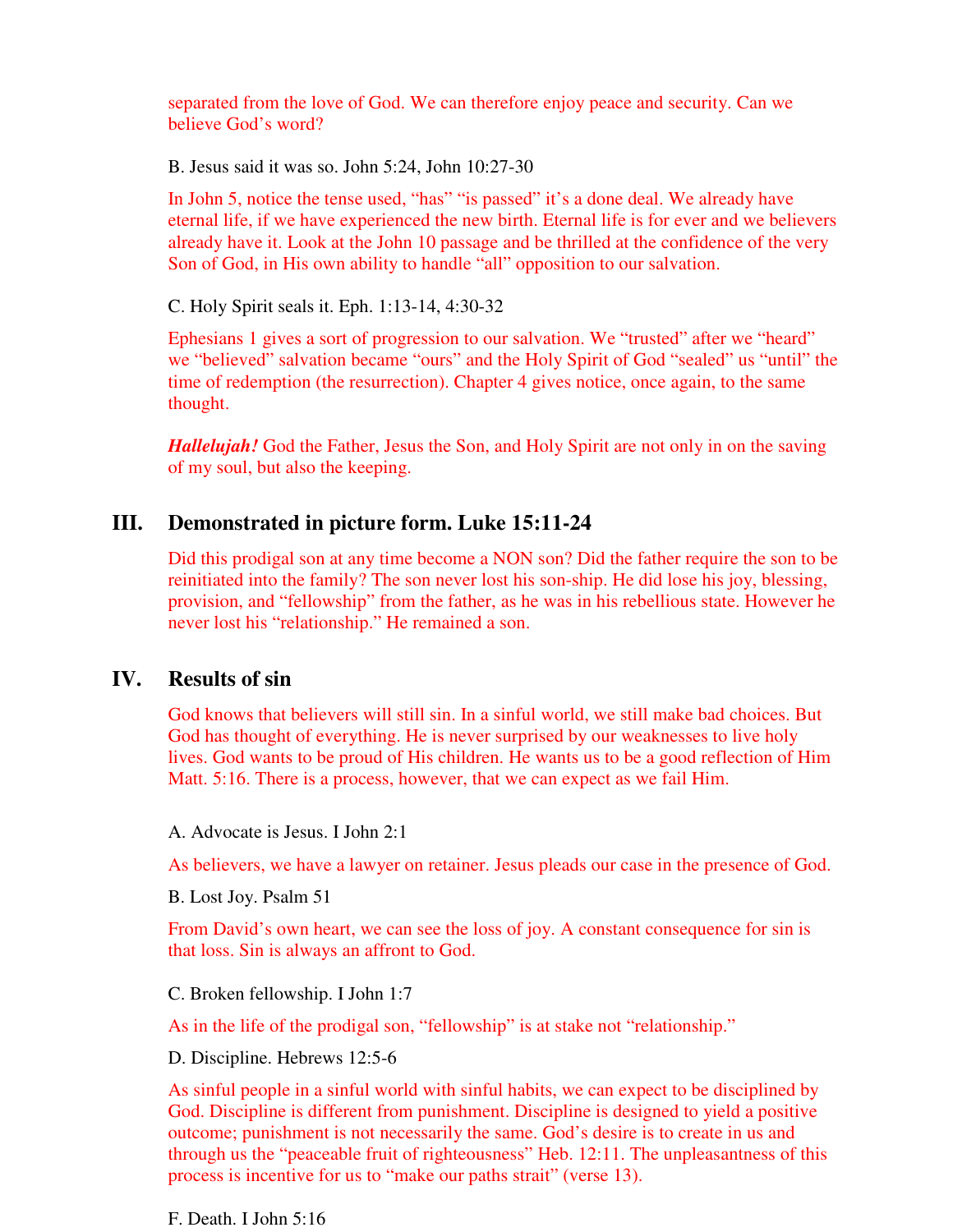separated from the love of God. We can therefore enjoy peace and security. Can we believe God's word?

B. Jesus said it was so. John 5:24, John 10:27-30

In John 5, notice the tense used, "has" "is passed" it's a done deal. We already have eternal life, if we have experienced the new birth. Eternal life is for ever and we believers already have it. Look at the John 10 passage and be thrilled at the confidence of the very Son of God, in His own ability to handle "all" opposition to our salvation.

C. Holy Spirit seals it. Eph. 1:13-14, 4:30-32

Ephesians 1 gives a sort of progression to our salvation. We "trusted" after we "heard" we "believed" salvation became "ours" and the Holy Spirit of God "sealed" us "until" the time of redemption (the resurrection). Chapter 4 gives notice, once again, to the same thought.

***Hallelujah!*** God the Father, Jesus the Son, and Holy Spirit are not only in on the saving of my soul, but also the keeping.

## III. Demonstrated in picture form. Luke 15:11-24

Did this prodigal son at any time become a NON son? Did the father require the son to be reinitiated into the family? The son never lost his son-ship. He did lose his joy, blessing, provision, and "fellowship" from the father, as he was in his rebellious state. However he never lost his "relationship." He remained a son.

## IV. Results of sin

God knows that believers will still sin. In a sinful world, we still make bad choices. But God has thought of everything. He is never surprised by our weaknesses to live holy lives. God wants to be proud of His children. He wants us to be a good reflection of Him Matt. 5:16. There is a process, however, that we can expect as we fail Him.

A. Advocate is Jesus. I John 2:1

As believers, we have a lawyer on retainer. Jesus pleads our case in the presence of God.

B. Lost Joy. Psalm 51

From David's own heart, we can see the loss of joy. A constant consequence for sin is that loss. Sin is always an affront to God.

C. Broken fellowship. I John 1:7

As in the life of the prodigal son, "fellowship" is at stake not "relationship."

D. Discipline. Hebrews 12:5-6

As sinful people in a sinful world with sinful habits, we can expect to be disciplined by God. Discipline is different from punishment. Discipline is designed to yield a positive outcome; punishment is not necessarily the same. God's desire is to create in us and through us the "peaceable fruit of righteousness" Heb. 12:11. The unpleasantness of this process is incentive for us to "make our paths strait" (verse 13).

F. Death. I John 5:16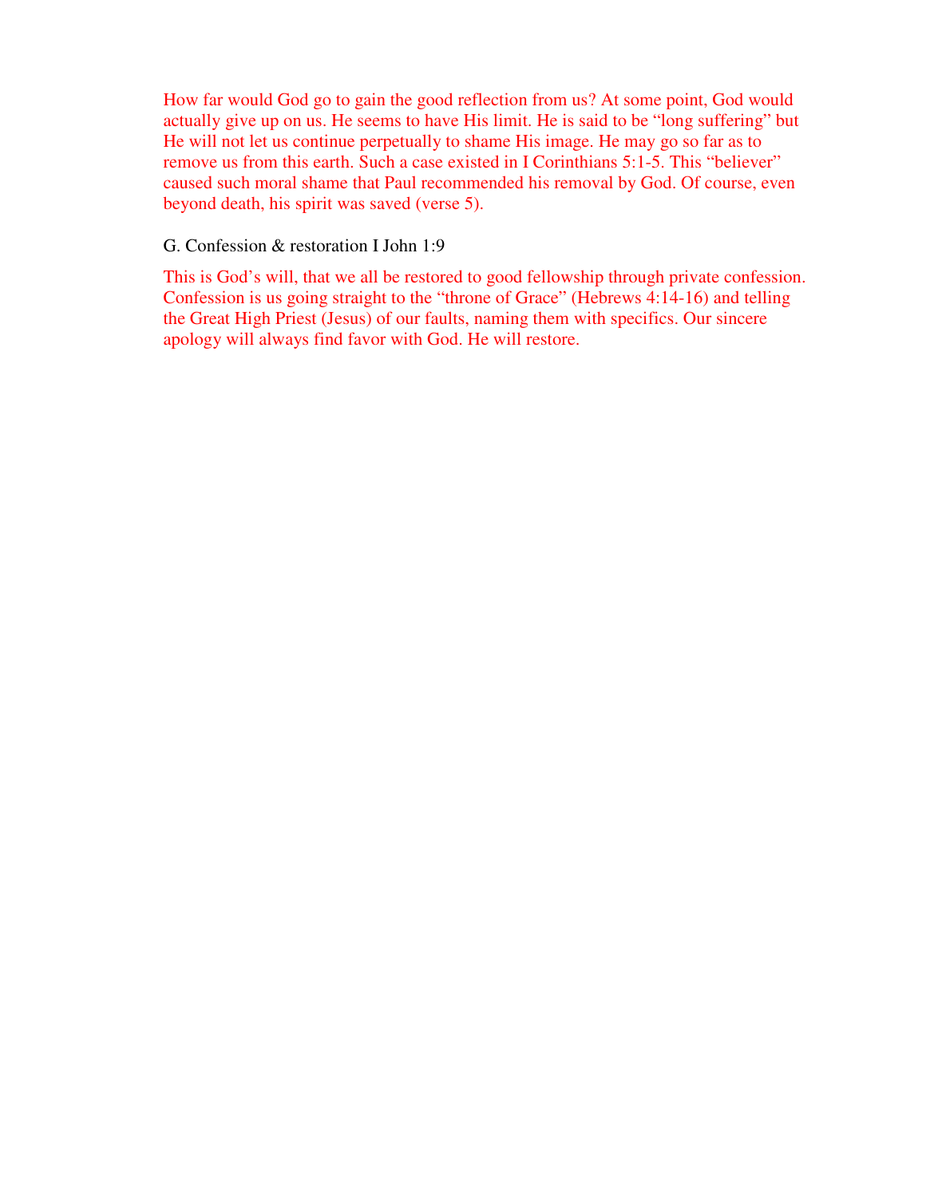How far would God go to gain the good reflection from us? At some point, God would actually give up on us. He seems to have His limit. He is said to be "long suffering" but He will not let us continue perpetually to shame His image. He may go so far as to remove us from this earth. Such a case existed in I Corinthians 5:1-5. This "believer" caused such moral shame that Paul recommended his removal by God. Of course, even beyond death, his spirit was saved (verse 5).

G. Confession & restoration I John 1:9

This is God's will, that we all be restored to good fellowship through private confession. Confession is us going straight to the "throne of Grace" (Hebrews 4:14-16) and telling the Great High Priest (Jesus) of our faults, naming them with specifics. Our sincere apology will always find favor with God. He will restore.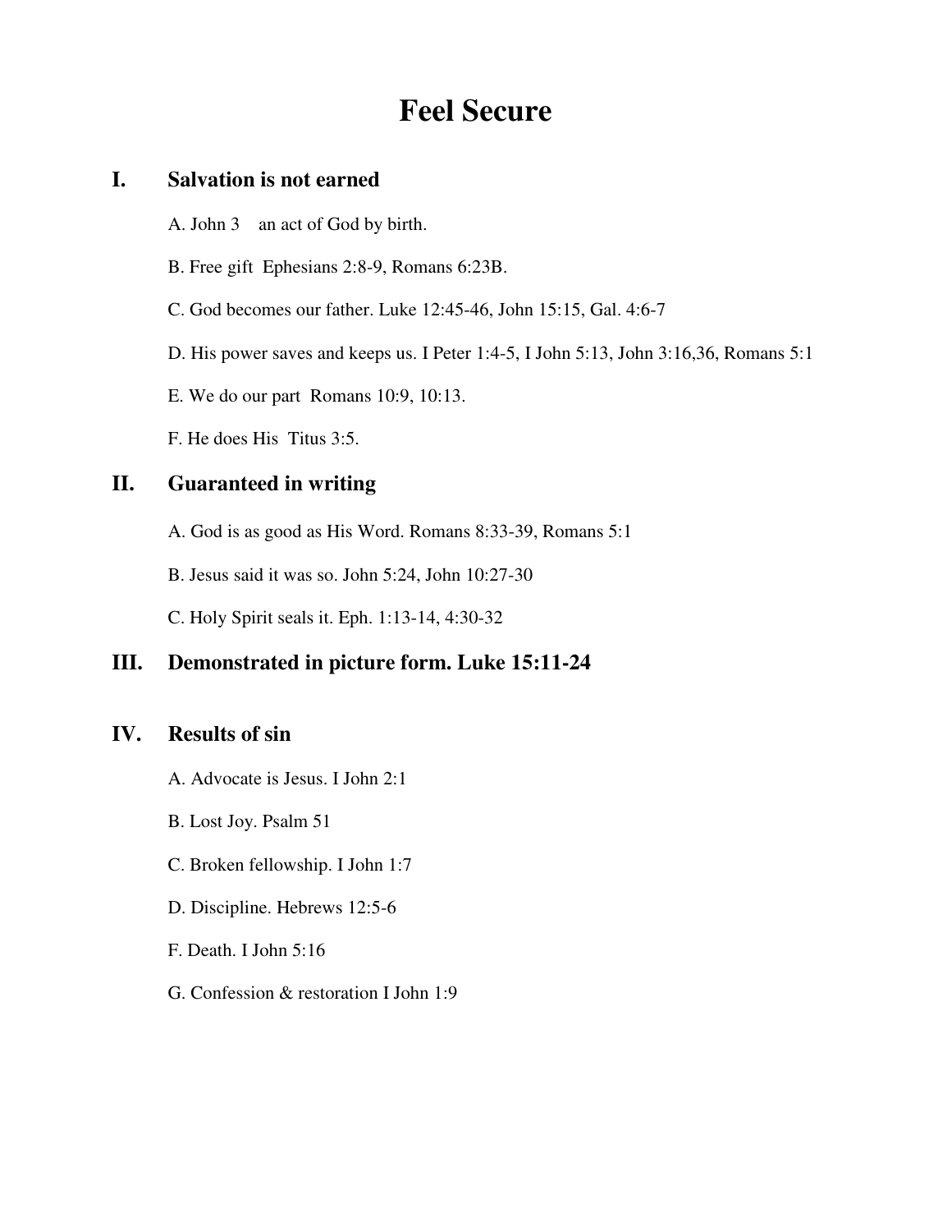# Feel Secure

## I. Salvation is not earned

A. John 3 an act of God by birth.

B. Free gift Ephesians 2:8-9, Romans 6:23B.

C. God becomes our father. Luke 12:45-46, John 15:15, Gal. 4:6-7

D. His power saves and keeps us. I Peter 1:4-5, I John 5:13, John 3:16,36, Romans 5:1

E. We do our part Romans 10:9, 10:13.

F. He does His Titus 3:5.

## II. Guaranteed in writing

A. God is as good as His Word. Romans 8:33-39, Romans 5:1

B. Jesus said it was so. John 5:24, John 10:27-30

C. Holy Spirit seals it. Eph. 1:13-14, 4:30-32

## III. Demonstrated in picture form. Luke 15:11-24

## IV. Results of sin

A. Advocate is Jesus. I John 2:1

B. Lost Joy. Psalm 51

C. Broken fellowship. I John 1:7

D. Discipline. Hebrews 12:5-6

F. Death. I John 5:16

G. Confession & restoration I John 1:9